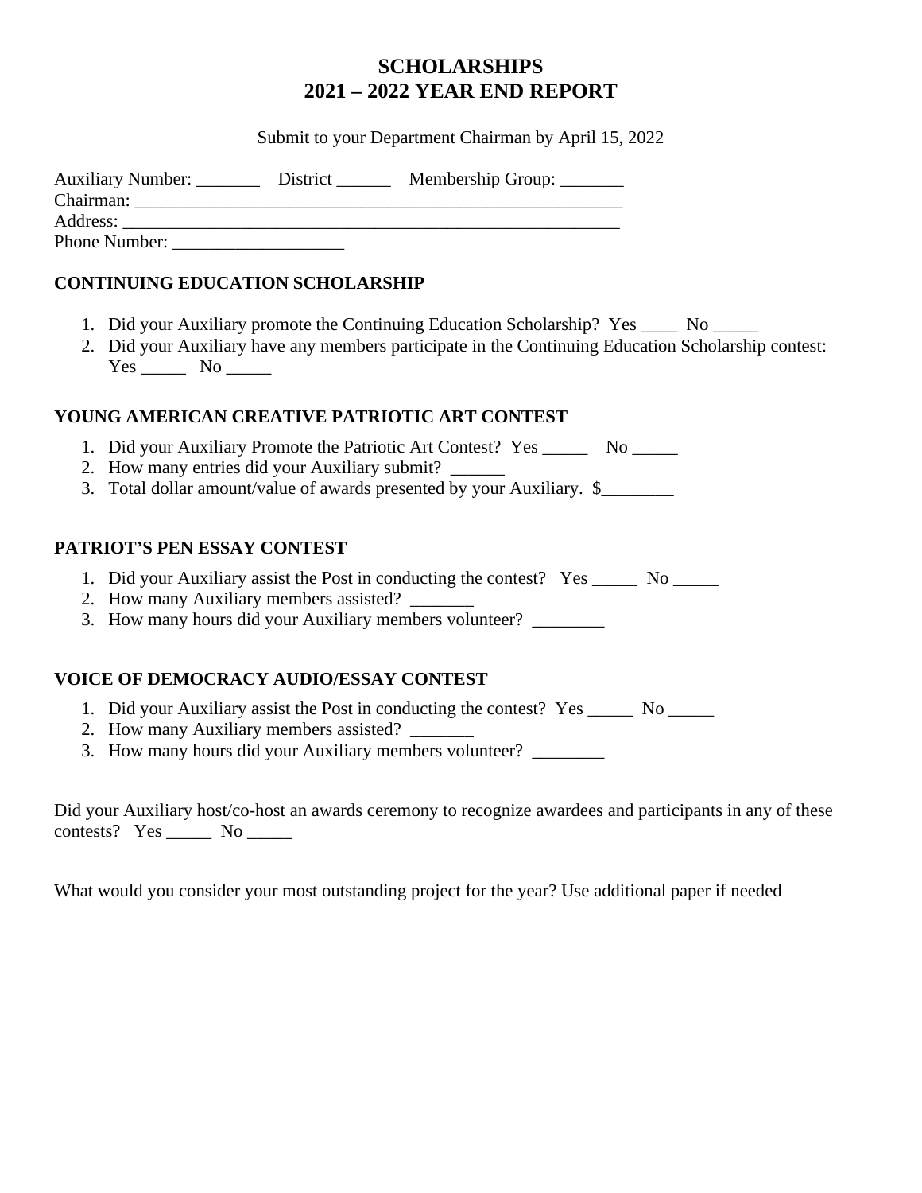# SCHOLARSHIPS
# 2021 – 2022 YEAR END REPORT

Submit to your Department Chairman by April 15, 2022

Auxiliary Number: _______ District ______ Membership Group: _______
Chairman: ________________________________________________________
Address: _________________________________________________________
Phone Number: ___________________

## CONTINUING EDUCATION SCHOLARSHIP

1. Did your Auxiliary promote the Continuing Education Scholarship? Yes ____ No _____
2. Did your Auxiliary have any members participate in the Continuing Education Scholarship contest: Yes _____ No _____

## YOUNG AMERICAN CREATIVE PATRIOTIC ART CONTEST

1. Did your Auxiliary Promote the Patriotic Art Contest? Yes _____ No _____
2. How many entries did your Auxiliary submit? ______
3. Total dollar amount/value of awards presented by your Auxiliary. $________

## PATRIOT'S PEN ESSAY CONTEST

1. Did your Auxiliary assist the Post in conducting the contest? Yes _____ No _____
2. How many Auxiliary members assisted? _______
3. How many hours did your Auxiliary members volunteer? ________

## VOICE OF DEMOCRACY AUDIO/ESSAY CONTEST

1. Did your Auxiliary assist the Post in conducting the contest? Yes _____ No _____
2. How many Auxiliary members assisted? _______
3. How many hours did your Auxiliary members volunteer? ________

Did your Auxiliary host/co-host an awards ceremony to recognize awardees and participants in any of these contests? Yes _____ No _____

What would you consider your most outstanding project for the year? Use additional paper if needed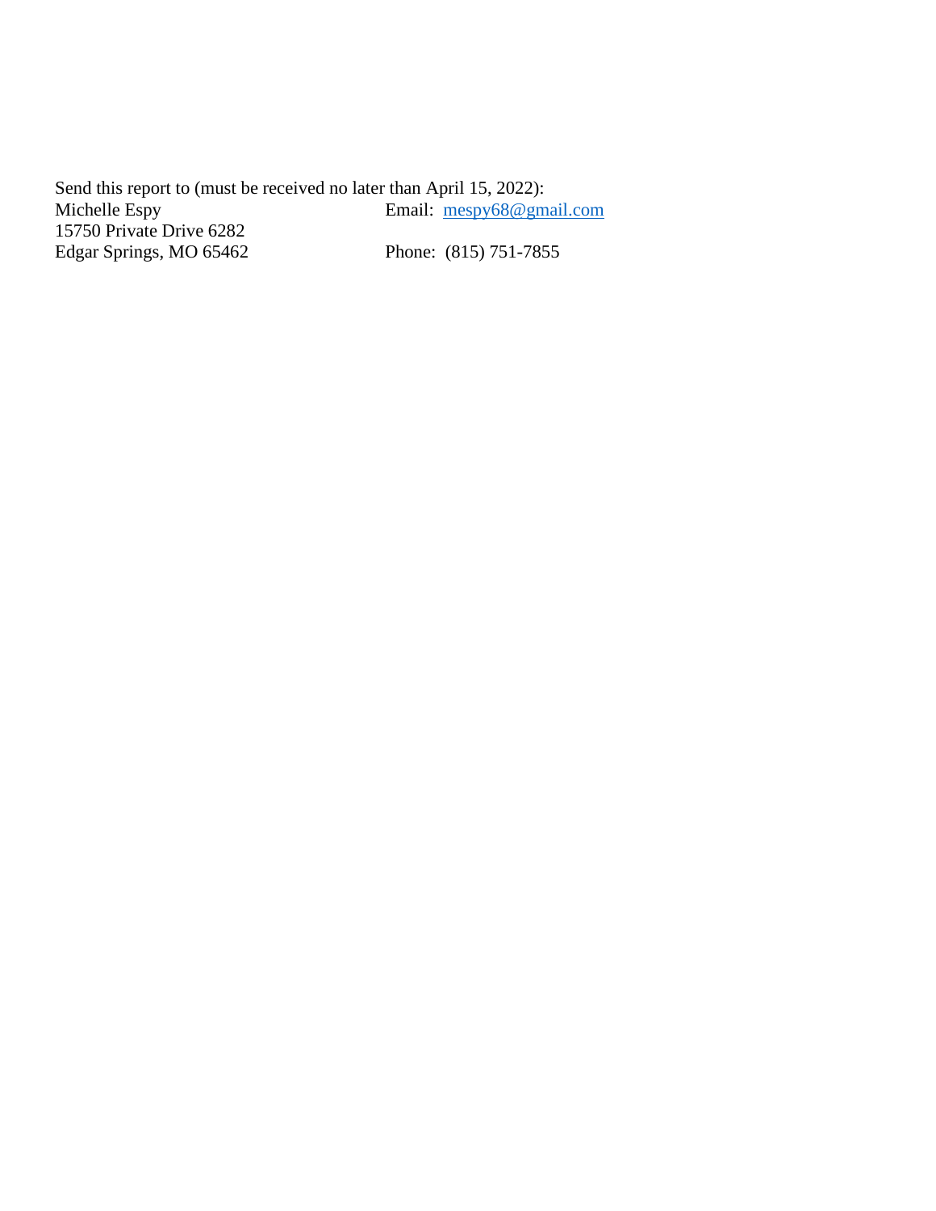Send this report to (must be received no later than April 15, 2022):

Michelle Espy  
15750 Private Drive 6282  
Edgar Springs, MO 65462

Email: mespy68@gmail.com

Phone: (815) 751-7855